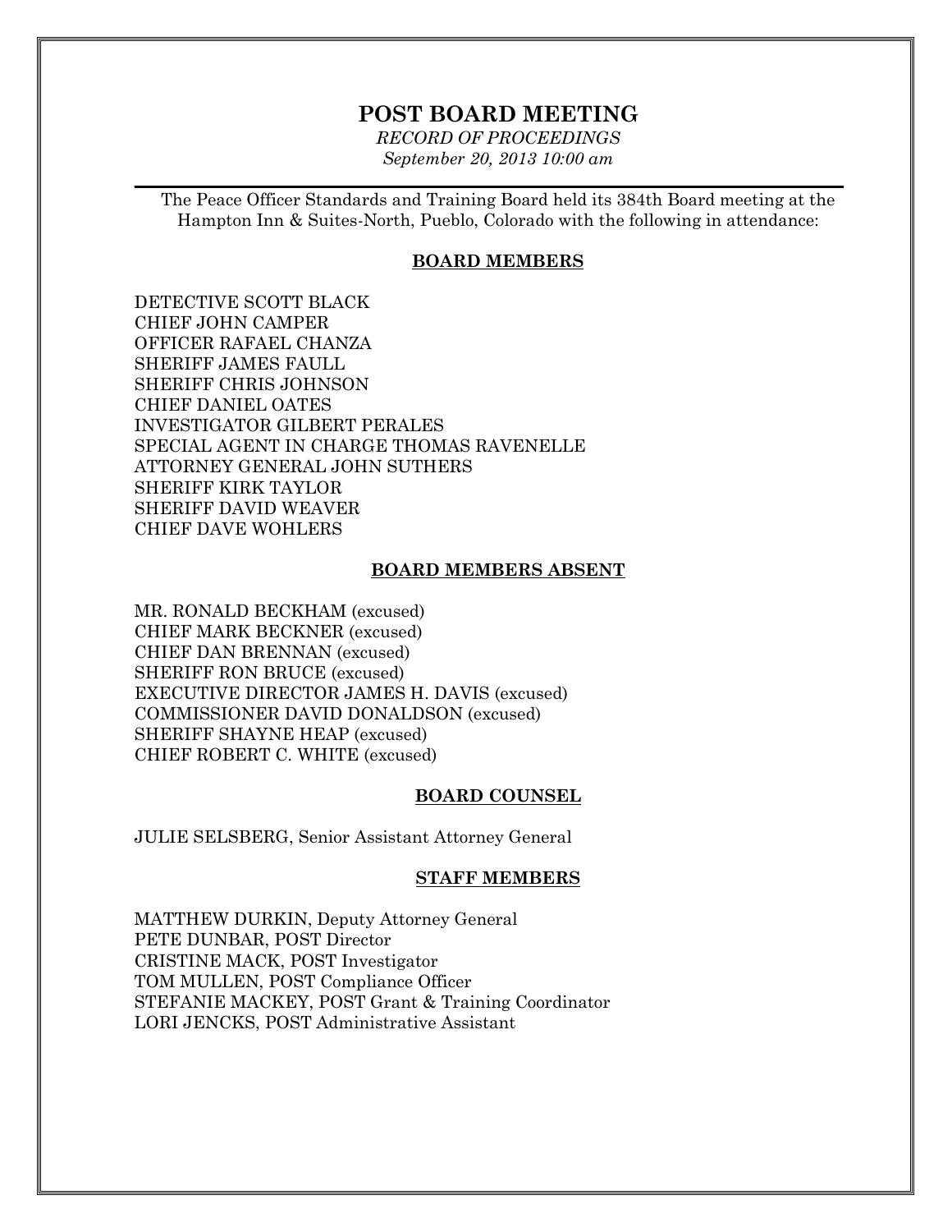# POST BOARD MEETING

*RECORD OF PROCEEDINGS*

*September 20, 2013 10:00 am*

The Peace Officer Standards and Training Board held its 384th Board meeting at the Hampton Inn & Suites-North, Pueblo, Colorado with the following in attendance:

## BOARD MEMBERS

DETECTIVE SCOTT BLACK
CHIEF JOHN CAMPER
OFFICER RAFAEL CHANZA
SHERIFF JAMES FAULL
SHERIFF CHRIS JOHNSON
CHIEF DANIEL OATES
INVESTIGATOR GILBERT PERALES
SPECIAL AGENT IN CHARGE THOMAS RAVENELLE
ATTORNEY GENERAL JOHN SUTHERS
SHERIFF KIRK TAYLOR
SHERIFF DAVID WEAVER
CHIEF DAVE WOHLERS

## BOARD MEMBERS ABSENT

MR. RONALD BECKHAM (excused)
CHIEF MARK BECKNER (excused)
CHIEF DAN BRENNAN (excused)
SHERIFF RON BRUCE (excused)
EXECUTIVE DIRECTOR JAMES H. DAVIS (excused)
COMMISSIONER DAVID DONALDSON (excused)
SHERIFF SHAYNE HEAP (excused)
CHIEF ROBERT C. WHITE (excused)

## BOARD COUNSEL

JULIE SELSBERG, Senior Assistant Attorney General

## STAFF MEMBERS

MATTHEW DURKIN, Deputy Attorney General
PETE DUNBAR, POST Director
CRISTINE MACK, POST Investigator
TOM MULLEN, POST Compliance Officer
STEFANIE MACKEY, POST Grant & Training Coordinator
LORI JENCKS, POST Administrative Assistant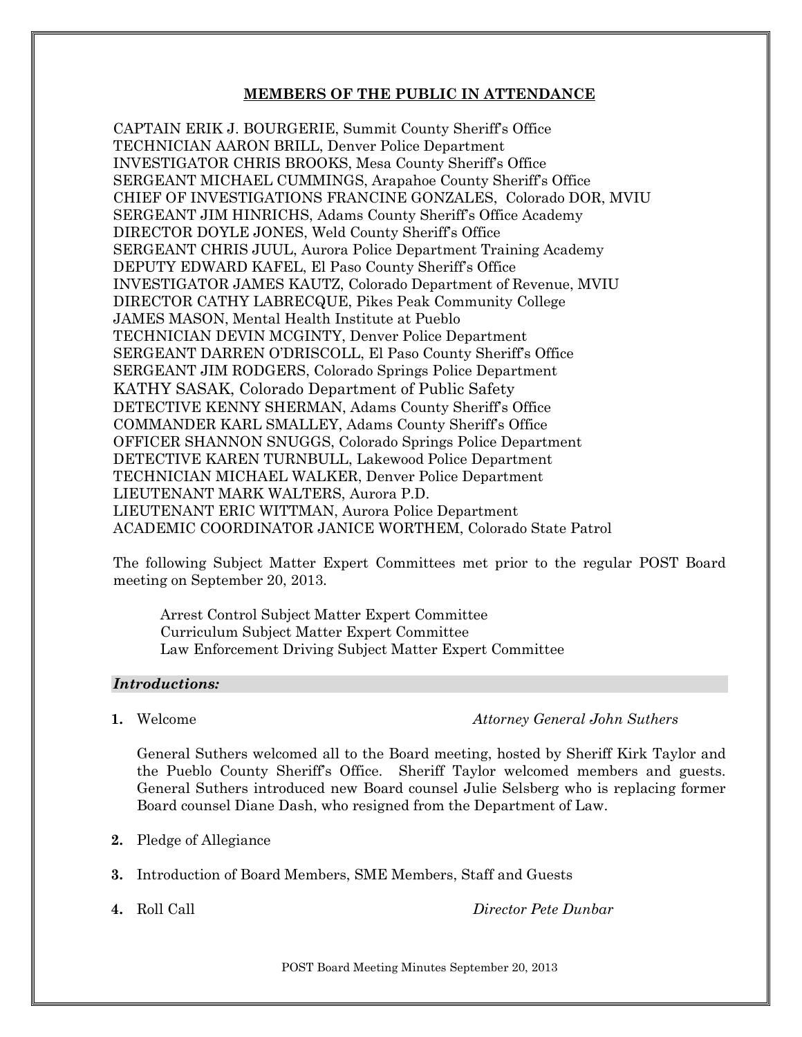## MEMBERS OF THE PUBLIC IN ATTENDANCE

CAPTAIN ERIK J. BOURGERIE, Summit County Sheriff's Office
TECHNICIAN AARON BRILL, Denver Police Department
INVESTIGATOR CHRIS BROOKS, Mesa County Sheriff's Office
SERGEANT MICHAEL CUMMINGS, Arapahoe County Sheriff's Office
CHIEF OF INVESTIGATIONS FRANCINE GONZALES, Colorado DOR, MVIU
SERGEANT JIM HINRICHS, Adams County Sheriff's Office Academy
DIRECTOR DOYLE JONES, Weld County Sheriff's Office
SERGEANT CHRIS JUUL, Aurora Police Department Training Academy
DEPUTY EDWARD KAFEL, El Paso County Sheriff's Office
INVESTIGATOR JAMES KAUTZ, Colorado Department of Revenue, MVIU
DIRECTOR CATHY LABRECQUE, Pikes Peak Community College
JAMES MASON, Mental Health Institute at Pueblo
TECHNICIAN DEVIN MCGINTY, Denver Police Department
SERGEANT DARREN O'DRISCOLL, El Paso County Sheriff's Office
SERGEANT JIM RODGERS, Colorado Springs Police Department
KATHY SASAK, Colorado Department of Public Safety
DETECTIVE KENNY SHERMAN, Adams County Sheriff's Office
COMMANDER KARL SMALLEY, Adams County Sheriff's Office
OFFICER SHANNON SNUGGS, Colorado Springs Police Department
DETECTIVE KAREN TURNBULL, Lakewood Police Department
TECHNICIAN MICHAEL WALKER, Denver Police Department
LIEUTENANT MARK WALTERS, Aurora P.D.
LIEUTENANT ERIC WITTMAN, Aurora Police Department
ACADEMIC COORDINATOR JANICE WORTHEM, Colorado State Patrol

The following Subject Matter Expert Committees met prior to the regular POST Board meeting on September 20, 2013.

Arrest Control Subject Matter Expert Committee
Curriculum Subject Matter Expert Committee
Law Enforcement Driving Subject Matter Expert Committee

### *Introductions:*

**1.** Welcome *Attorney General John Suthers*

General Suthers welcomed all to the Board meeting, hosted by Sheriff Kirk Taylor and the Pueblo County Sheriff's Office. Sheriff Taylor welcomed members and guests. General Suthers introduced new Board counsel Julie Selsberg who is replacing former Board counsel Diane Dash, who resigned from the Department of Law.

**2.** Pledge of Allegiance

**3.** Introduction of Board Members, SME Members, Staff and Guests

**4.** Roll Call *Director Pete Dunbar*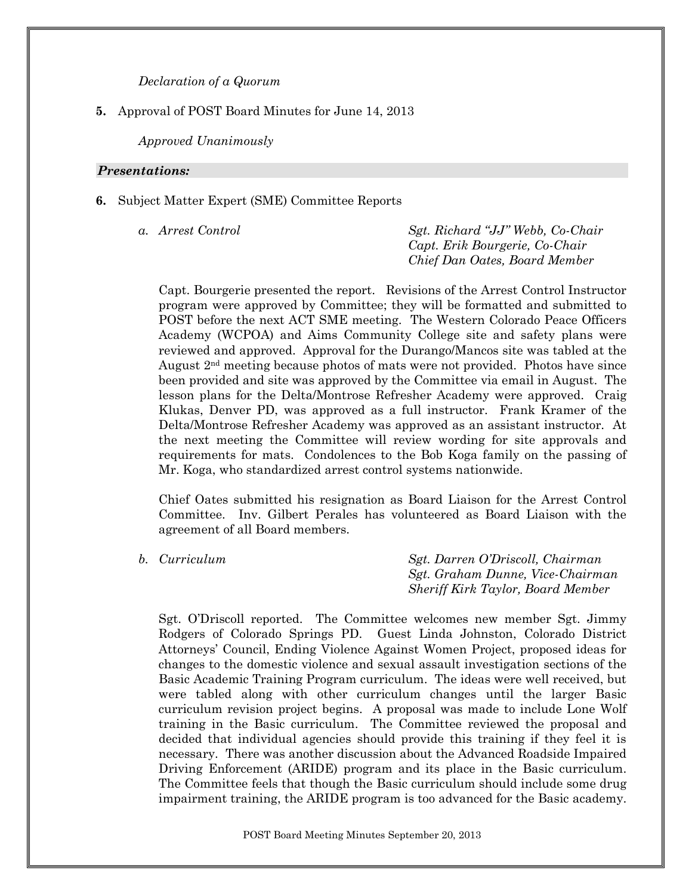*Declaration of a Quorum*

**5.** Approval of POST Board Minutes for June 14, 2013

*Approved Unanimously*

***Presentations:***

**6.** Subject Matter Expert (SME) Committee Reports

*a. Arrest Control*

*Sgt. Richard "JJ" Webb, Co-Chair*
*Capt. Erik Bourgerie, Co-Chair*
*Chief Dan Oates, Board Member*

Capt. Bourgerie presented the report. Revisions of the Arrest Control Instructor program were approved by Committee; they will be formatted and submitted to POST before the next ACT SME meeting. The Western Colorado Peace Officers Academy (WCPOA) and Aims Community College site and safety plans were reviewed and approved. Approval for the Durango/Mancos site was tabled at the August 2nd meeting because photos of mats were not provided. Photos have since been provided and site was approved by the Committee via email in August. The lesson plans for the Delta/Montrose Refresher Academy were approved. Craig Klukas, Denver PD, was approved as a full instructor. Frank Kramer of the Delta/Montrose Refresher Academy was approved as an assistant instructor. At the next meeting the Committee will review wording for site approvals and requirements for mats. Condolences to the Bob Koga family on the passing of Mr. Koga, who standardized arrest control systems nationwide.

Chief Oates submitted his resignation as Board Liaison for the Arrest Control Committee. Inv. Gilbert Perales has volunteered as Board Liaison with the agreement of all Board members.

*b. Curriculum*

*Sgt. Darren O'Driscoll, Chairman*
*Sgt. Graham Dunne, Vice-Chairman*
*Sheriff Kirk Taylor, Board Member*

Sgt. O'Driscoll reported. The Committee welcomes new member Sgt. Jimmy Rodgers of Colorado Springs PD. Guest Linda Johnston, Colorado District Attorneys' Council, Ending Violence Against Women Project, proposed ideas for changes to the domestic violence and sexual assault investigation sections of the Basic Academic Training Program curriculum. The ideas were well received, but were tabled along with other curriculum changes until the larger Basic curriculum revision project begins. A proposal was made to include Lone Wolf training in the Basic curriculum. The Committee reviewed the proposal and decided that individual agencies should provide this training if they feel it is necessary. There was another discussion about the Advanced Roadside Impaired Driving Enforcement (ARIDE) program and its place in the Basic curriculum. The Committee feels that though the Basic curriculum should include some drug impairment training, the ARIDE program is too advanced for the Basic academy.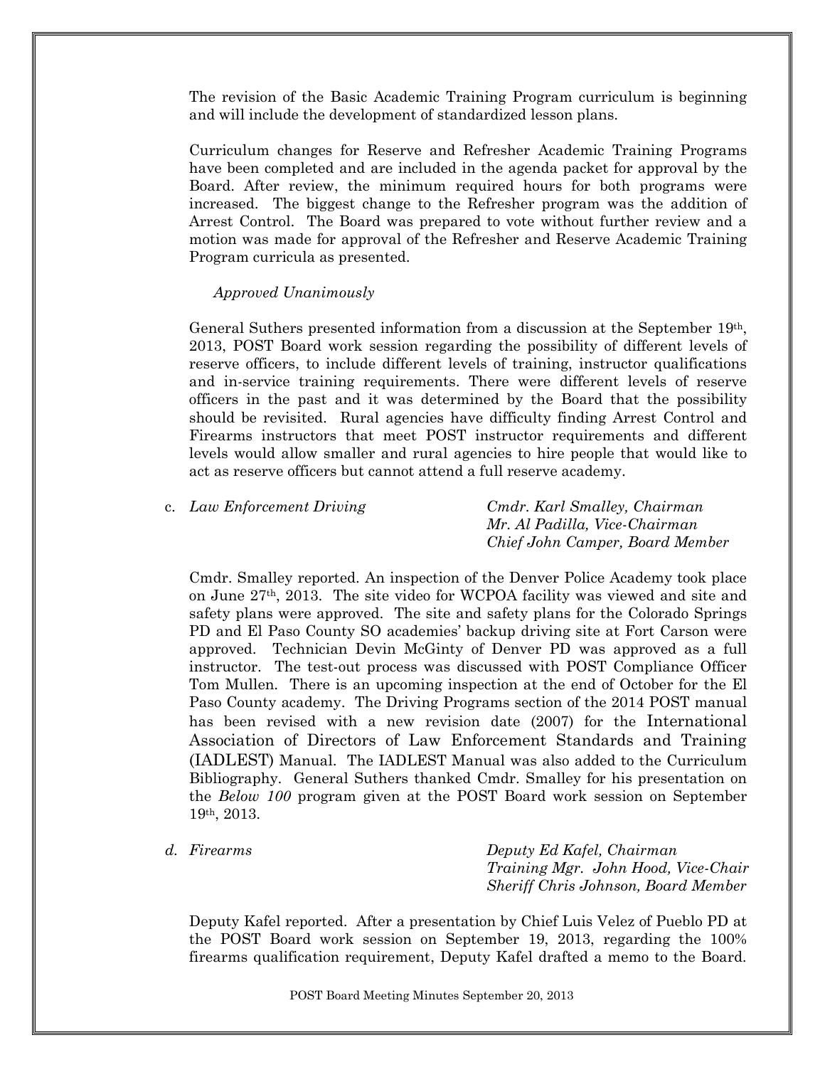The revision of the Basic Academic Training Program curriculum is beginning and will include the development of standardized lesson plans.

Curriculum changes for Reserve and Refresher Academic Training Programs have been completed and are included in the agenda packet for approval by the Board. After review, the minimum required hours for both programs were increased. The biggest change to the Refresher program was the addition of Arrest Control. The Board was prepared to vote without further review and a motion was made for approval of the Refresher and Reserve Academic Training Program curricula as presented.

*Approved Unanimously*

General Suthers presented information from a discussion at the September 19th, 2013, POST Board work session regarding the possibility of different levels of reserve officers, to include different levels of training, instructor qualifications and in-service training requirements. There were different levels of reserve officers in the past and it was determined by the Board that the possibility should be revisited. Rural agencies have difficulty finding Arrest Control and Firearms instructors that meet POST instructor requirements and different levels would allow smaller and rural agencies to hire people that would like to act as reserve officers but cannot attend a full reserve academy.

c. *Law Enforcement Driving* — *Cmdr. Karl Smalley, Chairman*
*Mr. Al Padilla, Vice-Chairman*
*Chief John Camper, Board Member*

Cmdr. Smalley reported. An inspection of the Denver Police Academy took place on June 27th, 2013. The site video for WCPOA facility was viewed and site and safety plans were approved. The site and safety plans for the Colorado Springs PD and El Paso County SO academies' backup driving site at Fort Carson were approved. Technician Devin McGinty of Denver PD was approved as a full instructor. The test-out process was discussed with POST Compliance Officer Tom Mullen. There is an upcoming inspection at the end of October for the El Paso County academy. The Driving Programs section of the 2014 POST manual has been revised with a new revision date (2007) for the International Association of Directors of Law Enforcement Standards and Training (IADLEST) Manual. The IADLEST Manual was also added to the Curriculum Bibliography. General Suthers thanked Cmdr. Smalley for his presentation on the *Below 100* program given at the POST Board work session on September 19th, 2013.

*d. Firearms* — *Deputy Ed Kafel, Chairman*
*Training Mgr. John Hood, Vice-Chair*
*Sheriff Chris Johnson, Board Member*

Deputy Kafel reported. After a presentation by Chief Luis Velez of Pueblo PD at the POST Board work session on September 19, 2013, regarding the 100% firearms qualification requirement, Deputy Kafel drafted a memo to the Board.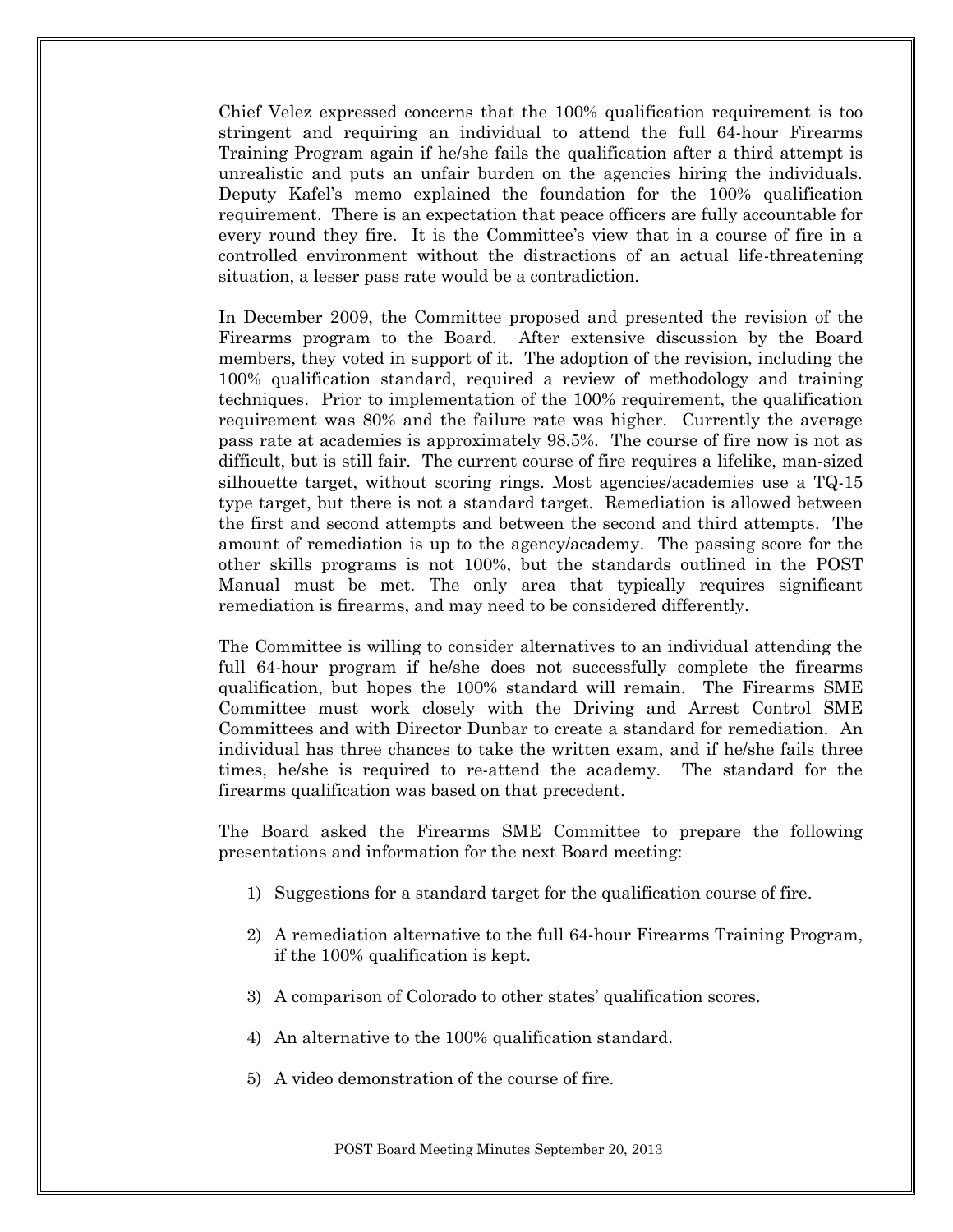Chief Velez expressed concerns that the 100% qualification requirement is too stringent and requiring an individual to attend the full 64-hour Firearms Training Program again if he/she fails the qualification after a third attempt is unrealistic and puts an unfair burden on the agencies hiring the individuals. Deputy Kafel's memo explained the foundation for the 100% qualification requirement. There is an expectation that peace officers are fully accountable for every round they fire. It is the Committee's view that in a course of fire in a controlled environment without the distractions of an actual life-threatening situation, a lesser pass rate would be a contradiction.

In December 2009, the Committee proposed and presented the revision of the Firearms program to the Board. After extensive discussion by the Board members, they voted in support of it. The adoption of the revision, including the 100% qualification standard, required a review of methodology and training techniques. Prior to implementation of the 100% requirement, the qualification requirement was 80% and the failure rate was higher. Currently the average pass rate at academies is approximately 98.5%. The course of fire now is not as difficult, but is still fair. The current course of fire requires a lifelike, man-sized silhouette target, without scoring rings. Most agencies/academies use a TQ-15 type target, but there is not a standard target. Remediation is allowed between the first and second attempts and between the second and third attempts. The amount of remediation is up to the agency/academy. The passing score for the other skills programs is not 100%, but the standards outlined in the POST Manual must be met. The only area that typically requires significant remediation is firearms, and may need to be considered differently.

The Committee is willing to consider alternatives to an individual attending the full 64-hour program if he/she does not successfully complete the firearms qualification, but hopes the 100% standard will remain. The Firearms SME Committee must work closely with the Driving and Arrest Control SME Committees and with Director Dunbar to create a standard for remediation. An individual has three chances to take the written exam, and if he/she fails three times, he/she is required to re-attend the academy. The standard for the firearms qualification was based on that precedent.

The Board asked the Firearms SME Committee to prepare the following presentations and information for the next Board meeting:

1) Suggestions for a standard target for the qualification course of fire.

2) A remediation alternative to the full 64-hour Firearms Training Program, if the 100% qualification is kept.

3) A comparison of Colorado to other states' qualification scores.

4) An alternative to the 100% qualification standard.

5) A video demonstration of the course of fire.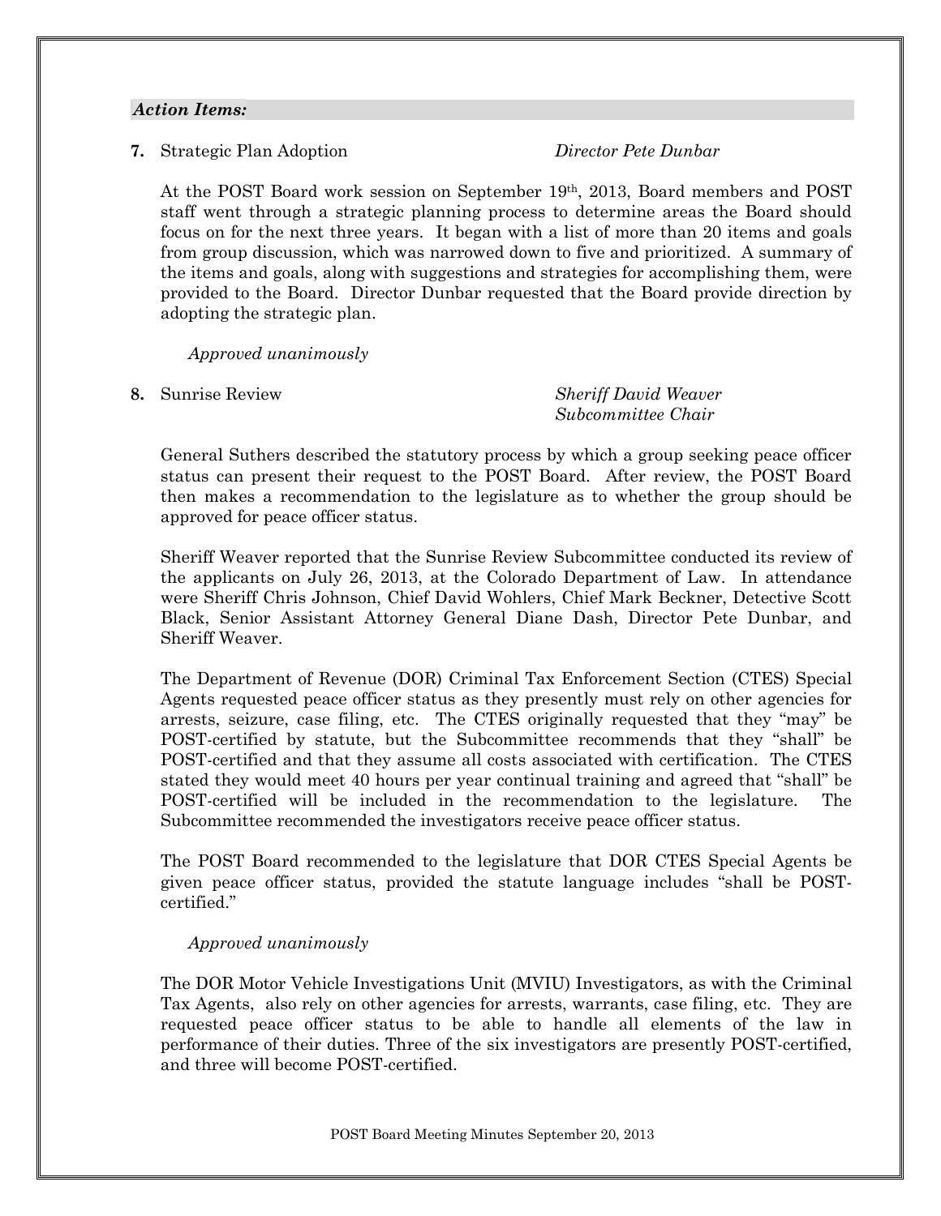***Action Items:***

**7.** Strategic Plan Adoption *Director Pete Dunbar*

At the POST Board work session on September 19th, 2013, Board members and POST staff went through a strategic planning process to determine areas the Board should focus on for the next three years. It began with a list of more than 20 items and goals from group discussion, which was narrowed down to five and prioritized. A summary of the items and goals, along with suggestions and strategies for accomplishing them, were provided to the Board. Director Dunbar requested that the Board provide direction by adopting the strategic plan.

*Approved unanimously*

**8.** Sunrise Review *Sheriff David Weaver*
*Subcommittee Chair*

General Suthers described the statutory process by which a group seeking peace officer status can present their request to the POST Board. After review, the POST Board then makes a recommendation to the legislature as to whether the group should be approved for peace officer status.

Sheriff Weaver reported that the Sunrise Review Subcommittee conducted its review of the applicants on July 26, 2013, at the Colorado Department of Law. In attendance were Sheriff Chris Johnson, Chief David Wohlers, Chief Mark Beckner, Detective Scott Black, Senior Assistant Attorney General Diane Dash, Director Pete Dunbar, and Sheriff Weaver.

The Department of Revenue (DOR) Criminal Tax Enforcement Section (CTES) Special Agents requested peace officer status as they presently must rely on other agencies for arrests, seizure, case filing, etc. The CTES originally requested that they "may" be POST-certified by statute, but the Subcommittee recommends that they "shall" be POST-certified and that they assume all costs associated with certification. The CTES stated they would meet 40 hours per year continual training and agreed that "shall" be POST-certified will be included in the recommendation to the legislature. The Subcommittee recommended the investigators receive peace officer status.

The POST Board recommended to the legislature that DOR CTES Special Agents be given peace officer status, provided the statute language includes "shall be POST-certified."

*Approved unanimously*

The DOR Motor Vehicle Investigations Unit (MVIU) Investigators, as with the Criminal Tax Agents, also rely on other agencies for arrests, warrants, case filing, etc. They are requested peace officer status to be able to handle all elements of the law in performance of their duties. Three of the six investigators are presently POST-certified, and three will become POST-certified.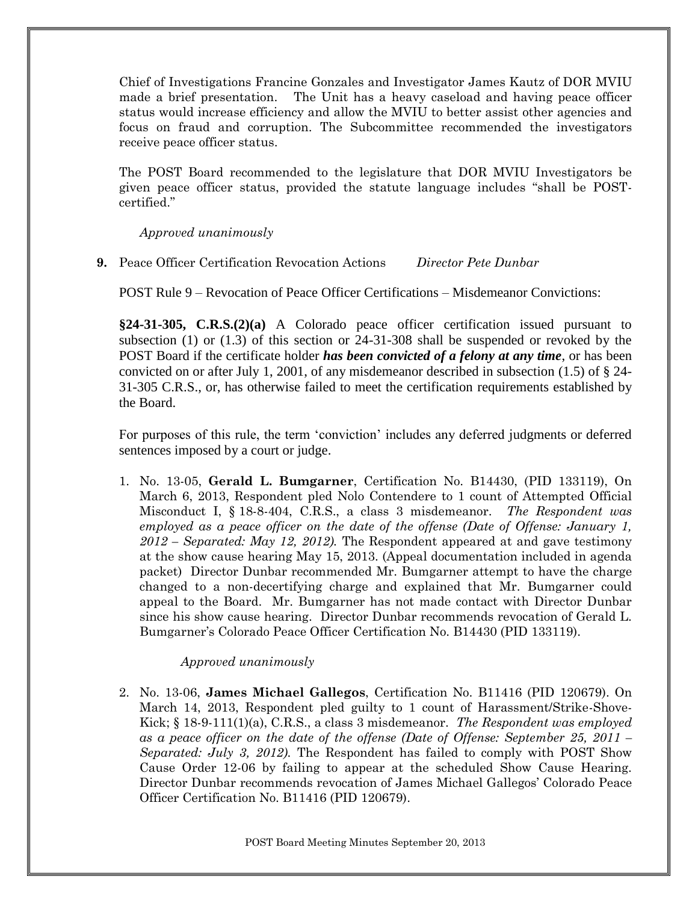Chief of Investigations Francine Gonzales and Investigator James Kautz of DOR MVIU made a brief presentation. The Unit has a heavy caseload and having peace officer status would increase efficiency and allow the MVIU to better assist other agencies and focus on fraud and corruption. The Subcommittee recommended the investigators receive peace officer status.

The POST Board recommended to the legislature that DOR MVIU Investigators be given peace officer status, provided the statute language includes "shall be POST-certified."

*Approved unanimously*

**9.** Peace Officer Certification Revocation Actions *Director Pete Dunbar*

POST Rule 9 – Revocation of Peace Officer Certifications – Misdemeanor Convictions:

**§24-31-305, C.R.S.(2)(a)** A Colorado peace officer certification issued pursuant to subsection (1) or (1.3) of this section or 24-31-308 shall be suspended or revoked by the POST Board if the certificate holder ***has been convicted of a felony at any time***, or has been convicted on or after July 1, 2001, of any misdemeanor described in subsection (1.5) of § 24-31-305 C.R.S., or, has otherwise failed to meet the certification requirements established by the Board.

For purposes of this rule, the term 'conviction' includes any deferred judgments or deferred sentences imposed by a court or judge.

1. No. 13-05, **Gerald L. Bumgarner**, Certification No. B14430, (PID 133119), On March 6, 2013, Respondent pled Nolo Contendere to 1 count of Attempted Official Misconduct I, § 18-8-404, C.R.S., a class 3 misdemeanor. *The Respondent was employed as a peace officer on the date of the offense (Date of Offense: January 1, 2012 – Separated: May 12, 2012).* The Respondent appeared at and gave testimony at the show cause hearing May 15, 2013. (Appeal documentation included in agenda packet) Director Dunbar recommended Mr. Bumgarner attempt to have the charge changed to a non-decertifying charge and explained that Mr. Bumgarner could appeal to the Board. Mr. Bumgarner has not made contact with Director Dunbar since his show cause hearing. Director Dunbar recommends revocation of Gerald L. Bumgarner's Colorado Peace Officer Certification No. B14430 (PID 133119).

   *Approved unanimously*

2. No. 13-06, **James Michael Gallegos**, Certification No. B11416 (PID 120679). On March 14, 2013, Respondent pled guilty to 1 count of Harassment/Strike-Shove-Kick; § 18-9-111(1)(a), C.R.S., a class 3 misdemeanor. *The Respondent was employed as a peace officer on the date of the offense (Date of Offense: September 25, 2011 – Separated: July 3, 2012).* The Respondent has failed to comply with POST Show Cause Order 12-06 by failing to appear at the scheduled Show Cause Hearing. Director Dunbar recommends revocation of James Michael Gallegos' Colorado Peace Officer Certification No. B11416 (PID 120679).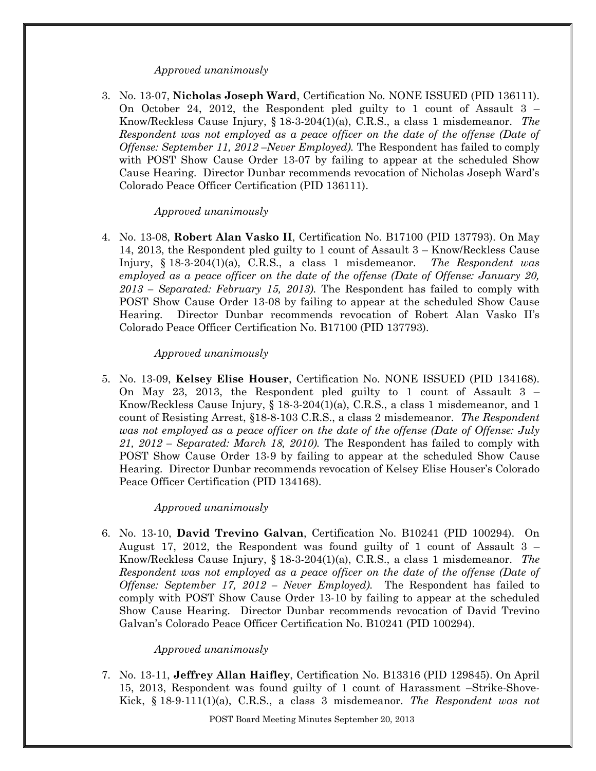*Approved unanimously*

3. No. 13-07, **Nicholas Joseph Ward**, Certification No. NONE ISSUED (PID 136111). On October 24, 2012, the Respondent pled guilty to 1 count of Assault 3 – Know/Reckless Cause Injury, § 18-3-204(1)(a), C.R.S., a class 1 misdemeanor. *The Respondent was not employed as a peace officer on the date of the offense (Date of Offense: September 11, 2012 –Never Employed).* The Respondent has failed to comply with POST Show Cause Order 13-07 by failing to appear at the scheduled Show Cause Hearing. Director Dunbar recommends revocation of Nicholas Joseph Ward's Colorado Peace Officer Certification (PID 136111).

   *Approved unanimously*

4. No. 13-08, **Robert Alan Vasko II**, Certification No. B17100 (PID 137793). On May 14, 2013, the Respondent pled guilty to 1 count of Assault 3 – Know/Reckless Cause Injury, § 18-3-204(1)(a), C.R.S., a class 1 misdemeanor. *The Respondent was employed as a peace officer on the date of the offense (Date of Offense: January 20, 2013 – Separated: February 15, 2013).* The Respondent has failed to comply with POST Show Cause Order 13-08 by failing to appear at the scheduled Show Cause Hearing. Director Dunbar recommends revocation of Robert Alan Vasko II's Colorado Peace Officer Certification No. B17100 (PID 137793).

   *Approved unanimously*

5. No. 13-09, **Kelsey Elise Houser**, Certification No. NONE ISSUED (PID 134168). On May 23, 2013, the Respondent pled guilty to 1 count of Assault 3 – Know/Reckless Cause Injury, § 18-3-204(1)(a), C.R.S., a class 1 misdemeanor, and 1 count of Resisting Arrest, §18-8-103 C.R.S., a class 2 misdemeanor. *The Respondent was not employed as a peace officer on the date of the offense (Date of Offense: July 21, 2012 – Separated: March 18, 2010).* The Respondent has failed to comply with POST Show Cause Order 13-9 by failing to appear at the scheduled Show Cause Hearing. Director Dunbar recommends revocation of Kelsey Elise Houser's Colorado Peace Officer Certification (PID 134168).

   *Approved unanimously*

6. No. 13-10, **David Trevino Galvan**, Certification No. B10241 (PID 100294). On August 17, 2012, the Respondent was found guilty of 1 count of Assault 3 – Know/Reckless Cause Injury, § 18-3-204(1)(a), C.R.S., a class 1 misdemeanor. *The Respondent was not employed as a peace officer on the date of the offense (Date of Offense: September 17, 2012 – Never Employed).* The Respondent has failed to comply with POST Show Cause Order 13-10 by failing to appear at the scheduled Show Cause Hearing. Director Dunbar recommends revocation of David Trevino Galvan's Colorado Peace Officer Certification No. B10241 (PID 100294).

   *Approved unanimously*

7. No. 13-11, **Jeffrey Allan Haifley**, Certification No. B13316 (PID 129845). On April 15, 2013, Respondent was found guilty of 1 count of Harassment –Strike-Shove-Kick, § 18-9-111(1)(a), C.R.S., a class 3 misdemeanor. *The Respondent was not*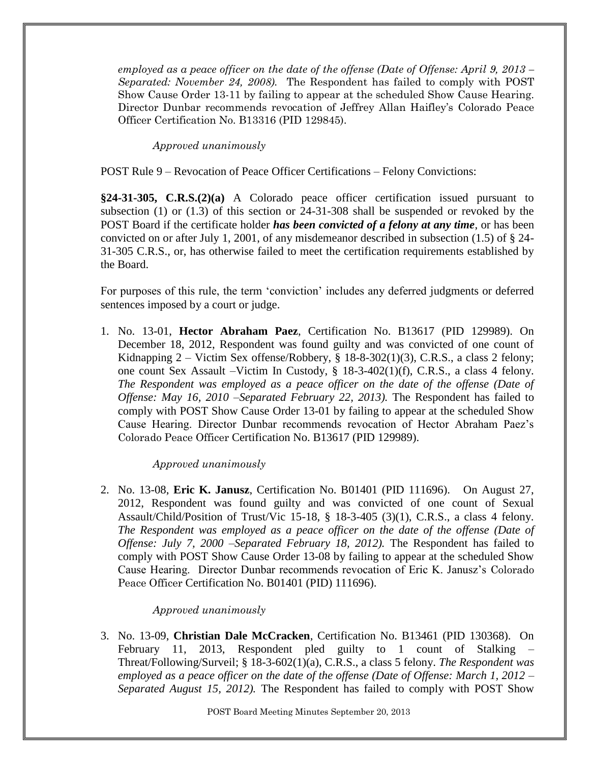*employed as a peace officer on the date of the offense (Date of Offense: April 9, 2013 – Separated: November 24, 2008).* The Respondent has failed to comply with POST Show Cause Order 13-11 by failing to appear at the scheduled Show Cause Hearing. Director Dunbar recommends revocation of Jeffrey Allan Haifley's Colorado Peace Officer Certification No. B13316 (PID 129845).

*Approved unanimously*

POST Rule 9 – Revocation of Peace Officer Certifications – Felony Convictions:

**§24-31-305, C.R.S.(2)(a)** A Colorado peace officer certification issued pursuant to subsection (1) or (1.3) of this section or 24-31-308 shall be suspended or revoked by the POST Board if the certificate holder ***has been convicted of a felony at any time***, or has been convicted on or after July 1, 2001, of any misdemeanor described in subsection (1.5) of § 24-31-305 C.R.S., or, has otherwise failed to meet the certification requirements established by the Board.

For purposes of this rule, the term 'conviction' includes any deferred judgments or deferred sentences imposed by a court or judge.

1. No. 13-01, **Hector Abraham Paez**, Certification No. B13617 (PID 129989). On December 18, 2012, Respondent was found guilty and was convicted of one count of Kidnapping 2 – Victim Sex offense/Robbery, § 18-8-302(1)(3), C.R.S., a class 2 felony; one count Sex Assault –Victim In Custody, § 18-3-402(1)(f), C.R.S., a class 4 felony. *The Respondent was employed as a peace officer on the date of the offense (Date of Offense: May 16, 2010 –Separated February 22, 2013).* The Respondent has failed to comply with POST Show Cause Order 13-01 by failing to appear at the scheduled Show Cause Hearing. Director Dunbar recommends revocation of Hector Abraham Paez's Colorado Peace Officer Certification No. B13617 (PID 129989).

   *Approved unanimously*

2. No. 13-08, **Eric K. Janusz**, Certification No. B01401 (PID 111696). On August 27, 2012, Respondent was found guilty and was convicted of one count of Sexual Assault/Child/Position of Trust/Vic 15-18, § 18-3-405 (3)(1), C.R.S., a class 4 felony. *The Respondent was employed as a peace officer on the date of the offense (Date of Offense: July 7, 2000 –Separated February 18, 2012).* The Respondent has failed to comply with POST Show Cause Order 13-08 by failing to appear at the scheduled Show Cause Hearing. Director Dunbar recommends revocation of Eric K. Janusz's Colorado Peace Officer Certification No. B01401 (PID) 111696).

   *Approved unanimously*

3. No. 13-09, **Christian Dale McCracken**, Certification No. B13461 (PID 130368). On February 11, 2013, Respondent pled guilty to 1 count of Stalking – Threat/Following/Surveil; § 18-3-602(1)(a), C.R.S., a class 5 felony. *The Respondent was employed as a peace officer on the date of the offense (Date of Offense: March 1, 2012 – Separated August 15, 2012).* The Respondent has failed to comply with POST Show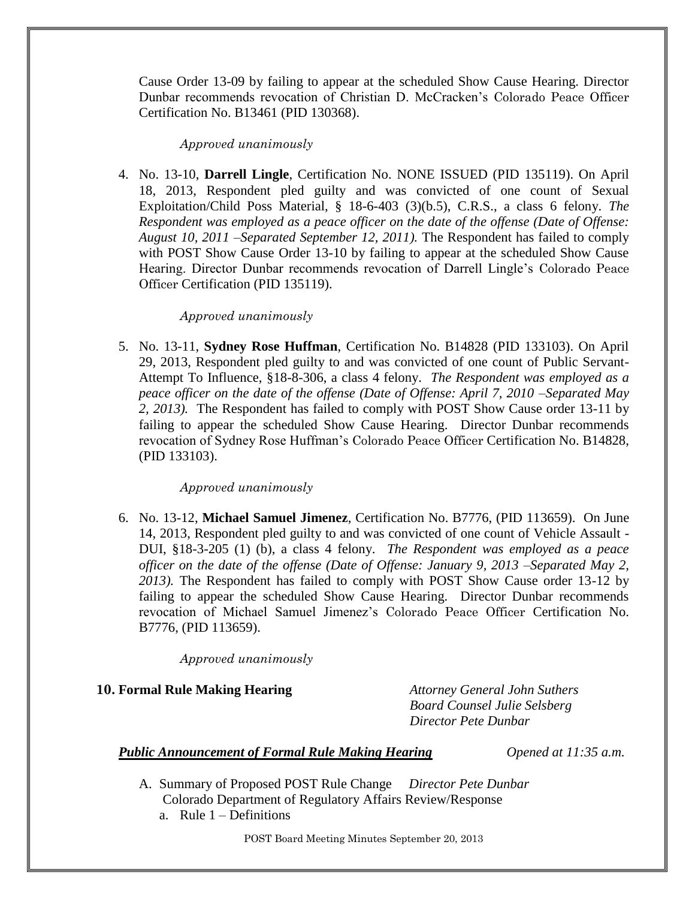Cause Order 13-09 by failing to appear at the scheduled Show Cause Hearing. Director Dunbar recommends revocation of Christian D. McCracken's Colorado Peace Officer Certification No. B13461 (PID 130368).

*Approved unanimously*

4. No. 13-10, **Darrell Lingle**, Certification No. NONE ISSUED (PID 135119). On April 18, 2013, Respondent pled guilty and was convicted of one count of Sexual Exploitation/Child Poss Material, § 18-6-403 (3)(b.5), C.R.S., a class 6 felony. *The Respondent was employed as a peace officer on the date of the offense (Date of Offense: August 10, 2011 –Separated September 12, 2011).* The Respondent has failed to comply with POST Show Cause Order 13-10 by failing to appear at the scheduled Show Cause Hearing. Director Dunbar recommends revocation of Darrell Lingle's Colorado Peace Officer Certification (PID 135119).

   *Approved unanimously*

5. No. 13-11, **Sydney Rose Huffman**, Certification No. B14828 (PID 133103). On April 29, 2013, Respondent pled guilty to and was convicted of one count of Public Servant-Attempt To Influence, §18-8-306, a class 4 felony. *The Respondent was employed as a peace officer on the date of the offense (Date of Offense: April 7, 2010 –Separated May 2, 2013).* The Respondent has failed to comply with POST Show Cause order 13-11 by failing to appear the scheduled Show Cause Hearing. Director Dunbar recommends revocation of Sydney Rose Huffman's Colorado Peace Officer Certification No. B14828, (PID 133103).

   *Approved unanimously*

6. No. 13-12, **Michael Samuel Jimenez**, Certification No. B7776, (PID 113659). On June 14, 2013, Respondent pled guilty to and was convicted of one count of Vehicle Assault - DUI, §18-3-205 (1) (b), a class 4 felony. *The Respondent was employed as a peace officer on the date of the offense (Date of Offense: January 9, 2013 –Separated May 2, 2013).* The Respondent has failed to comply with POST Show Cause order 13-12 by failing to appear the scheduled Show Cause Hearing. Director Dunbar recommends revocation of Michael Samuel Jimenez's Colorado Peace Officer Certification No. B7776, (PID 113659).

   *Approved unanimously*

**10. Formal Rule Making Hearing** *Attorney General John Suthers*
*Board Counsel Julie Selsberg*
*Director Pete Dunbar*

***Public Announcement of Formal Rule Making Hearing*** *Opened at 11:35 a.m.*

A. Summary of Proposed POST Rule Change *Director Pete Dunbar*
   Colorado Department of Regulatory Affairs Review/Response
   a. Rule 1 – Definitions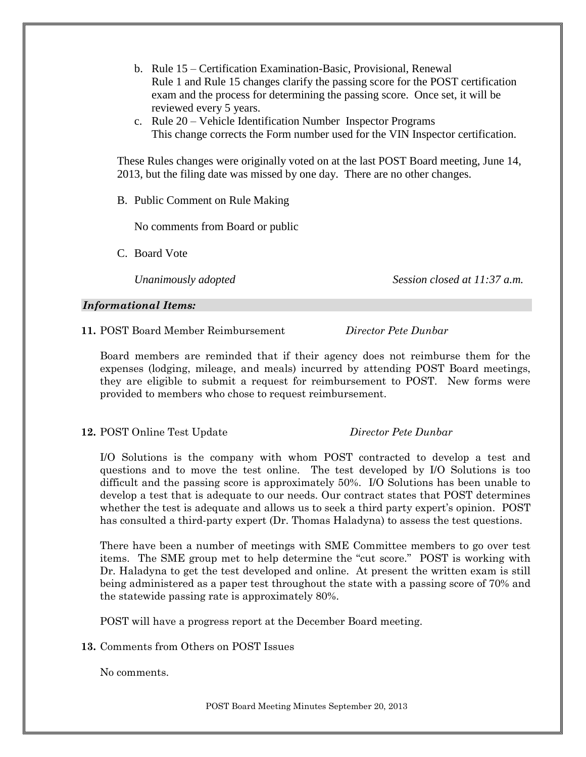b. Rule 15 – Certification Examination-Basic, Provisional, Renewal
   Rule 1 and Rule 15 changes clarify the passing score for the POST certification exam and the process for determining the passing score. Once set, it will be reviewed every 5 years.
c. Rule 20 – Vehicle Identification Number Inspector Programs
   This change corrects the Form number used for the VIN Inspector certification.

These Rules changes were originally voted on at the last POST Board meeting, June 14, 2013, but the filing date was missed by one day. There are no other changes.

B. Public Comment on Rule Making

No comments from Board or public

C. Board Vote

*Unanimously adopted* *Session closed at 11:37 a.m.*

***Informational Items:***

**11.** POST Board Member Reimbursement *Director Pete Dunbar*

Board members are reminded that if their agency does not reimburse them for the expenses (lodging, mileage, and meals) incurred by attending POST Board meetings, they are eligible to submit a request for reimbursement to POST. New forms were provided to members who chose to request reimbursement.

**12.** POST Online Test Update *Director Pete Dunbar*

I/O Solutions is the company with whom POST contracted to develop a test and questions and to move the test online. The test developed by I/O Solutions is too difficult and the passing score is approximately 50%. I/O Solutions has been unable to develop a test that is adequate to our needs. Our contract states that POST determines whether the test is adequate and allows us to seek a third party expert's opinion. POST has consulted a third-party expert (Dr. Thomas Haladyna) to assess the test questions.

There have been a number of meetings with SME Committee members to go over test items. The SME group met to help determine the "cut score." POST is working with Dr. Haladyna to get the test developed and online. At present the written exam is still being administered as a paper test throughout the state with a passing score of 70% and the statewide passing rate is approximately 80%.

POST will have a progress report at the December Board meeting.

**13.** Comments from Others on POST Issues

No comments.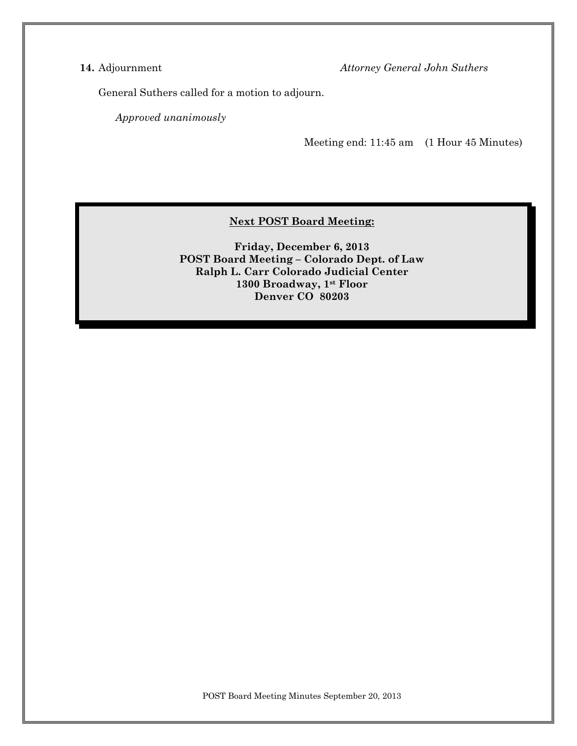**14.** Adjournment *Attorney General John Suthers*

General Suthers called for a motion to adjourn.

*Approved unanimously*

Meeting end: 11:45 am (1 Hour 45 Minutes)

**<u>Next POST Board Meeting:</u>**

**Friday, December 6, 2013**
**POST Board Meeting – Colorado Dept. of Law**
**Ralph L. Carr Colorado Judicial Center**
**1300 Broadway, 1st Floor**
**Denver CO 80203**